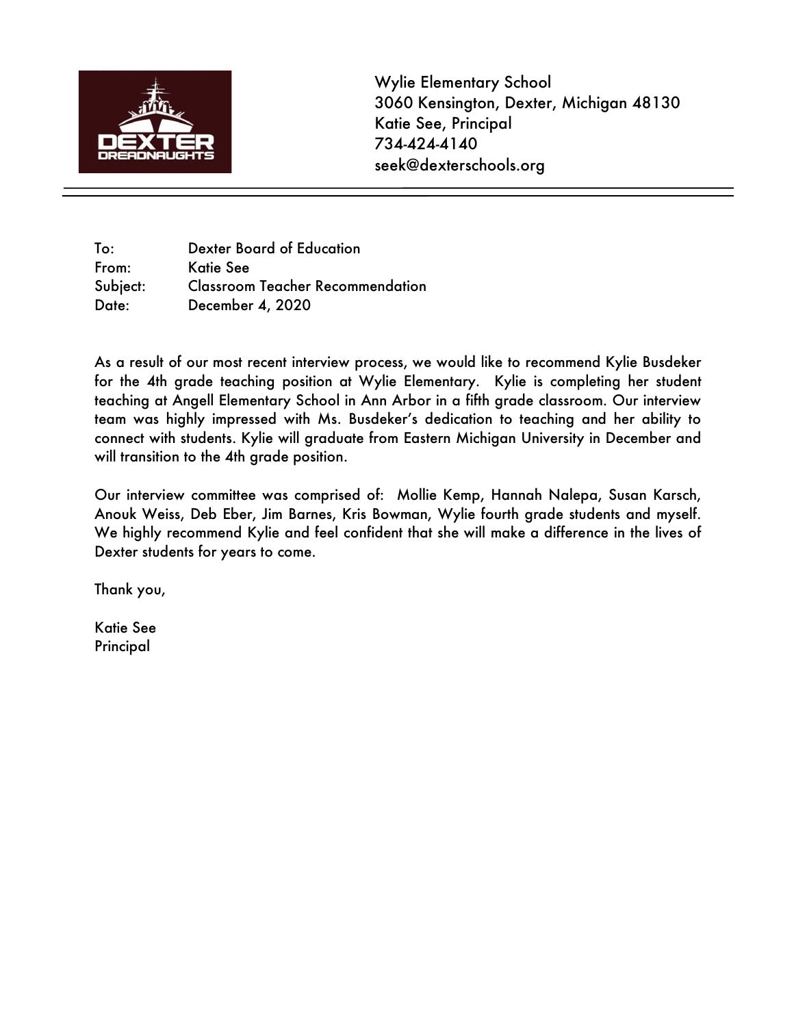Wylie Elementary School
3060 Kensington, Dexter, Michigan 48130
Katie See, Principal
734-424-4140
seek@dexterschools.org

---

To: Dexter Board of Education
From: Katie See
Subject: Classroom Teacher Recommendation
Date: December 4, 2020

As a result of our most recent interview process, we would like to recommend Kylie Busdeker for the 4th grade teaching position at Wylie Elementary. Kylie is completing her student teaching at Angell Elementary School in Ann Arbor in a fifth grade classroom. Our interview team was highly impressed with Ms. Busdeker's dedication to teaching and her ability to connect with students. Kylie will graduate from Eastern Michigan University in December and will transition to the 4th grade position.

Our interview committee was comprised of: Mollie Kemp, Hannah Nalepa, Susan Karsch, Anouk Weiss, Deb Eber, Jim Barnes, Kris Bowman, Wylie fourth grade students and myself. We highly recommend Kylie and feel confident that she will make a difference in the lives of Dexter students for years to come.

Thank you,

Katie See
Principal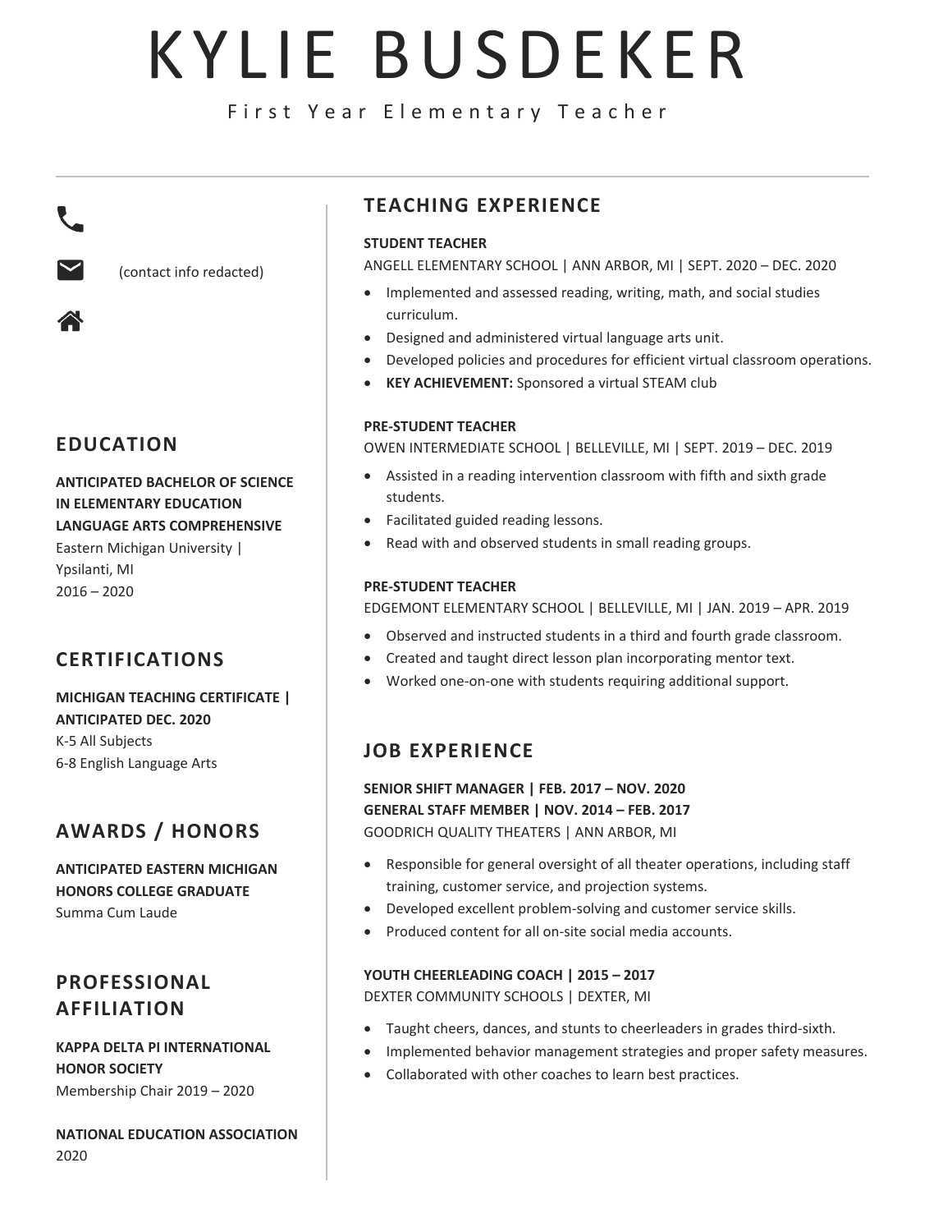# KYLIE BUSDEKER

First Year Elementary Teacher

(contact info redacted)

## EDUCATION

**ANTICIPATED BACHELOR OF SCIENCE IN ELEMENTARY EDUCATION LANGUAGE ARTS COMPREHENSIVE**
Eastern Michigan University | Ypsilanti, MI
2016 – 2020

## CERTIFICATIONS

**MICHIGAN TEACHING CERTIFICATE | ANTICIPATED DEC. 2020**
K-5 All Subjects
6-8 English Language Arts

## AWARDS / HONORS

**ANTICIPATED EASTERN MICHIGAN HONORS COLLEGE GRADUATE**
Summa Cum Laude

## PROFESSIONAL AFFILIATION

**KAPPA DELTA PI INTERNATIONAL HONOR SOCIETY**
Membership Chair 2019 – 2020

**NATIONAL EDUCATION ASSOCIATION**
2020

## TEACHING EXPERIENCE

**STUDENT TEACHER**
ANGELL ELEMENTARY SCHOOL | ANN ARBOR, MI | SEPT. 2020 – DEC. 2020

- Implemented and assessed reading, writing, math, and social studies curriculum.
- Designed and administered virtual language arts unit.
- Developed policies and procedures for efficient virtual classroom operations.
- **KEY ACHIEVEMENT:** Sponsored a virtual STEAM club

**PRE-STUDENT TEACHER**
OWEN INTERMEDIATE SCHOOL | BELLEVILLE, MI | SEPT. 2019 – DEC. 2019

- Assisted in a reading intervention classroom with fifth and sixth grade students.
- Facilitated guided reading lessons.
- Read with and observed students in small reading groups.

**PRE-STUDENT TEACHER**
EDGEMONT ELEMENTARY SCHOOL | BELLEVILLE, MI | JAN. 2019 – APR. 2019

- Observed and instructed students in a third and fourth grade classroom.
- Created and taught direct lesson plan incorporating mentor text.
- Worked one-on-one with students requiring additional support.

## JOB EXPERIENCE

**SENIOR SHIFT MANAGER | FEB. 2017 – NOV. 2020**
**GENERAL STAFF MEMBER | NOV. 2014 – FEB. 2017**
GOODRICH QUALITY THEATERS | ANN ARBOR, MI

- Responsible for general oversight of all theater operations, including staff training, customer service, and projection systems.
- Developed excellent problem-solving and customer service skills.
- Produced content for all on-site social media accounts.

**YOUTH CHEERLEADING COACH | 2015 – 2017**
DEXTER COMMUNITY SCHOOLS | DEXTER, MI

- Taught cheers, dances, and stunts to cheerleaders in grades third-sixth.
- Implemented behavior management strategies and proper safety measures.
- Collaborated with other coaches to learn best practices.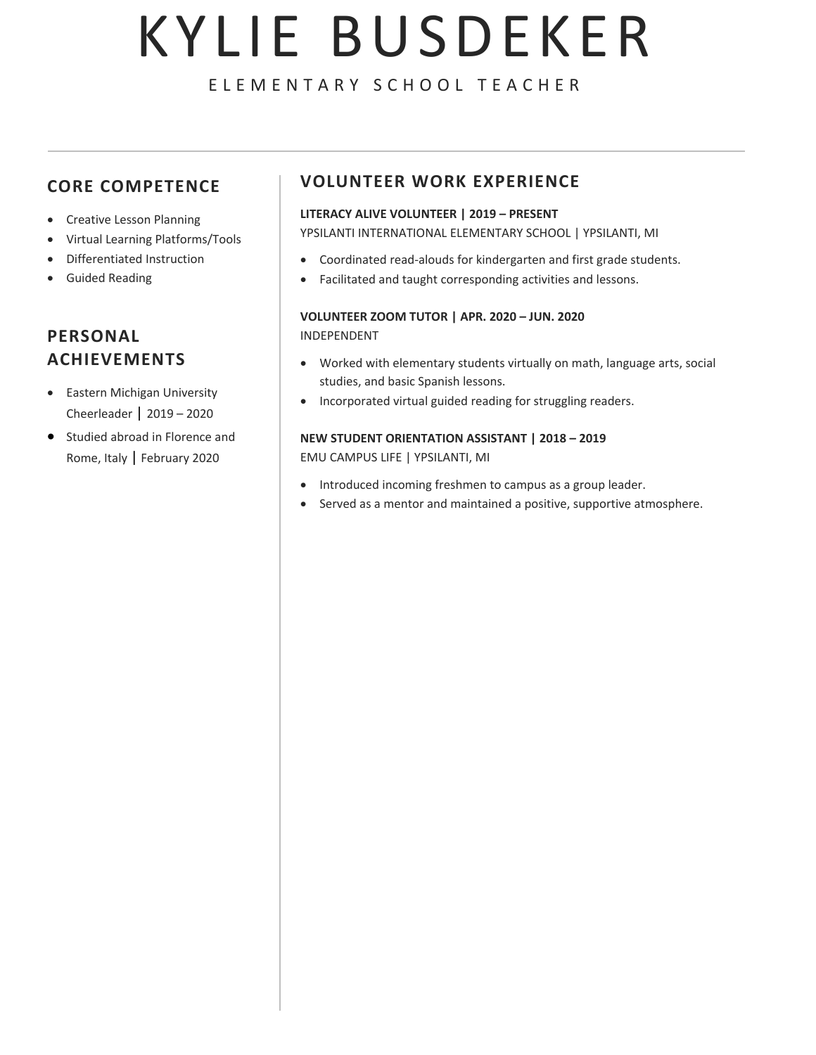# KYLIE BUSDEKER

ELEMENTARY SCHOOL TEACHER

## CORE COMPETENCE

- Creative Lesson Planning
- Virtual Learning Platforms/Tools
- Differentiated Instruction
- Guided Reading

## PERSONAL ACHIEVEMENTS

- Eastern Michigan University Cheerleader | 2019 – 2020
- Studied abroad in Florence and Rome, Italy | February 2020

## VOLUNTEER WORK EXPERIENCE

**LITERACY ALIVE VOLUNTEER | 2019 – PRESENT**
YPSILANTI INTERNATIONAL ELEMENTARY SCHOOL | YPSILANTI, MI

- Coordinated read-alouds for kindergarten and first grade students.
- Facilitated and taught corresponding activities and lessons.

**VOLUNTEER ZOOM TUTOR | APR. 2020 – JUN. 2020**
INDEPENDENT

- Worked with elementary students virtually on math, language arts, social studies, and basic Spanish lessons.
- Incorporated virtual guided reading for struggling readers.

**NEW STUDENT ORIENTATION ASSISTANT | 2018 – 2019**
EMU CAMPUS LIFE | YPSILANTI, MI

- Introduced incoming freshmen to campus as a group leader.
- Served as a mentor and maintained a positive, supportive atmosphere.